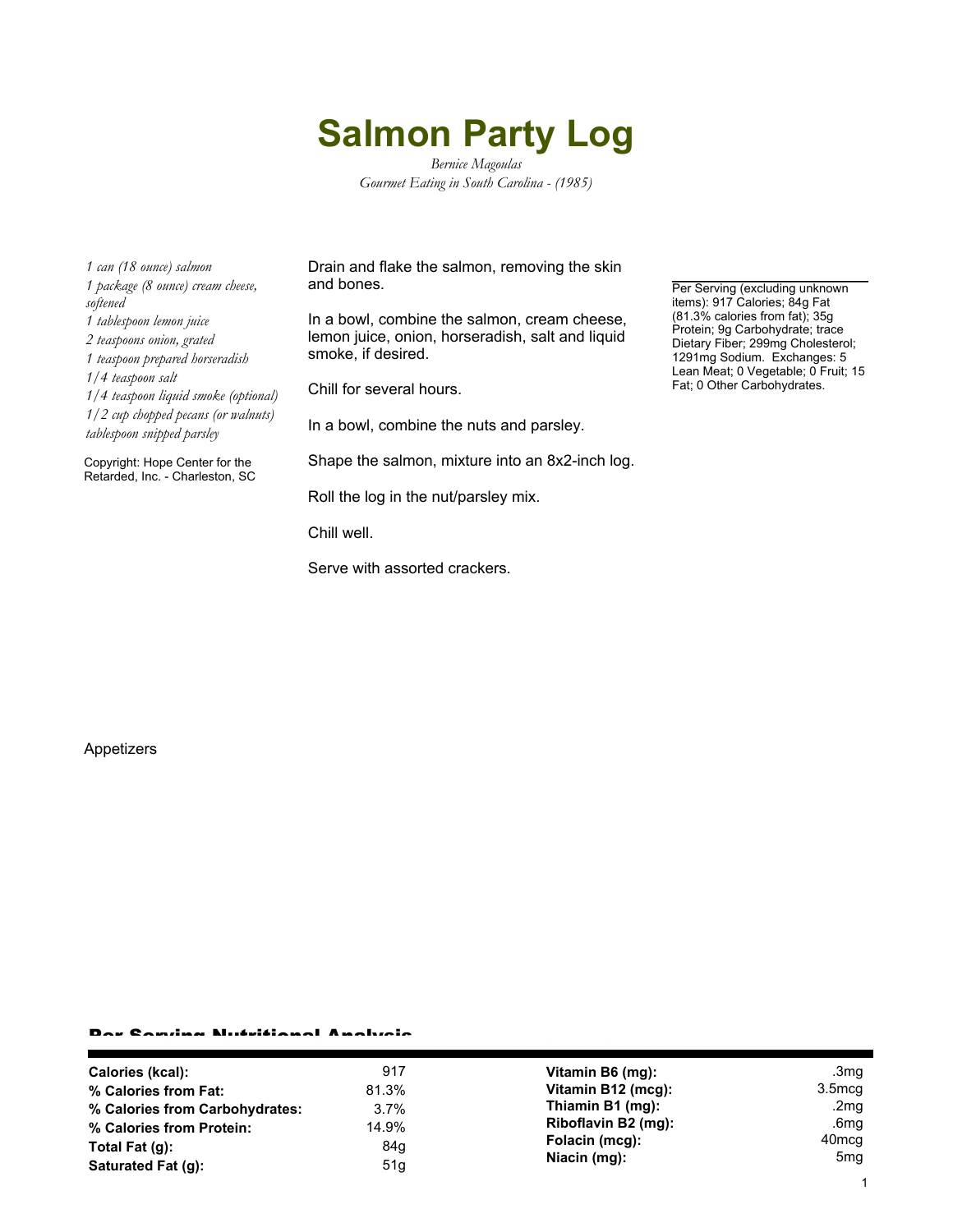# Salmon Party Log

*Bernice Magoulas*
*Gourmet Eating in South Carolina - (1985)*

*1 can (18 ounce) salmon*
*1 package (8 ounce) cream cheese, softened*
*1 tablespoon lemon juice*
*2 teaspoons onion, grated*
*1 teaspoon prepared horseradish*
*1/4 teaspoon salt*
*1/4 teaspoon liquid smoke (optional)*
*1/2 cup chopped pecans (or walnuts)*
*tablespoon snipped parsley*

Copyright: Hope Center for the Retarded, Inc. - Charleston, SC

Drain and flake the salmon, removing the skin and bones.

In a bowl, combine the salmon, cream cheese, lemon juice, onion, horseradish, salt and liquid smoke, if desired.

Chill for several hours.

In a bowl, combine the nuts and parsley.

Shape the salmon, mixture into an 8x2-inch log.

Roll the log in the nut/parsley mix.

Chill well.

Serve with assorted crackers.

Per Serving (excluding unknown items): 917 Calories; 84g Fat (81.3% calories from fat); 35g Protein; 9g Carbohydrate; trace Dietary Fiber; 299mg Cholesterol; 1291mg Sodium. Exchanges: 5 Lean Meat; 0 Vegetable; 0 Fruit; 15 Fat; 0 Other Carbohydrates.

Appetizers

## Per Serving Nutritional Analysis

| | | | |
|---|---|---|---|
| **Calories (kcal):** | 917 | **Vitamin B6 (mg):** | .3mg |
| **% Calories from Fat:** | 81.3% | **Vitamin B12 (mcg):** | 3.5mcg |
| **% Calories from Carbohydrates:** | 3.7% | **Thiamin B1 (mg):** | .2mg |
| **% Calories from Protein:** | 14.9% | **Riboflavin B2 (mg):** | .6mg |
| **Total Fat (g):** | 84g | **Folacin (mcg):** | 40mcg |
| **Saturated Fat (g):** | 51g | **Niacin (mg):** | 5mg |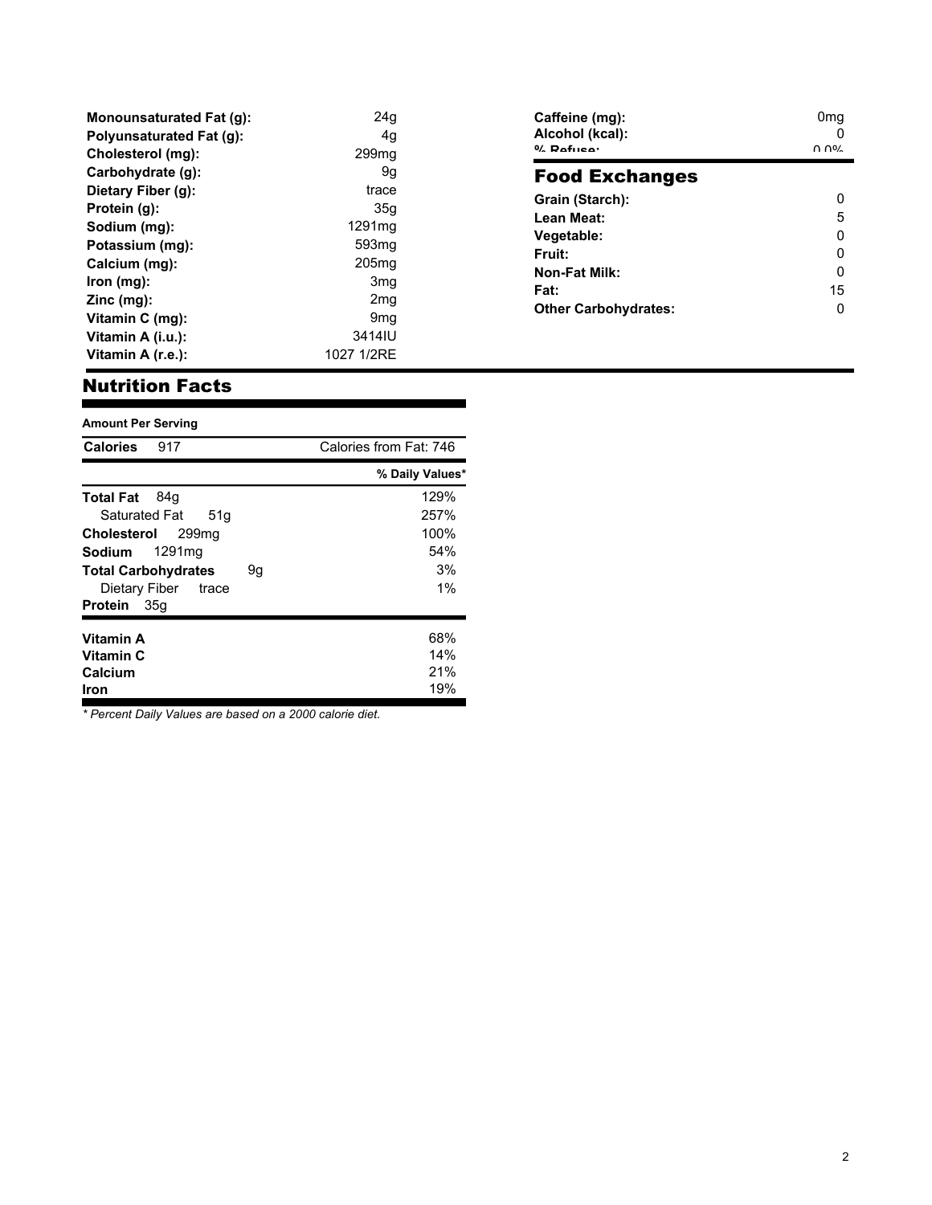| | |
|---|---|
| **Monounsaturated Fat (g):** | 24g |
| **Polyunsaturated Fat (g):** | 4g |
| **Cholesterol (mg):** | 299mg |
| **Carbohydrate (g):** | 9g |
| **Dietary Fiber (g):** | trace |
| **Protein (g):** | 35g |
| **Sodium (mg):** | 1291mg |
| **Potassium (mg):** | 593mg |
| **Calcium (mg):** | 205mg |
| **Iron (mg):** | 3mg |
| **Zinc (mg):** | 2mg |
| **Vitamin C (mg):** | 9mg |
| **Vitamin A (i.u.):** | 3414IU |
| **Vitamin A (r.e.):** | 1027 1/2RE |

| | |
|---|---|
| **Caffeine (mg):** | 0mg |
| **Alcohol (kcal):** | 0 |
| **% Refuse:** | 0.0% |

## Food Exchanges

| | |
|---|---|
| **Grain (Starch):** | 0 |
| **Lean Meat:** | 5 |
| **Vegetable:** | 0 |
| **Fruit:** | 0 |
| **Non-Fat Milk:** | 0 |
| **Fat:** | 15 |
| **Other Carbohydrates:** | 0 |

## Nutrition Facts

**Amount Per Serving**

| | |
|---|---|
| **Calories** 917 | Calories from Fat: 746 |
| | **% Daily Values*** |
| **Total Fat** 84g | 129% |
| Saturated Fat 51g | 257% |
| **Cholesterol** 299mg | 100% |
| **Sodium** 1291mg | 54% |
| **Total Carbohydrates** 9g | 3% |
| Dietary Fiber trace | 1% |
| **Protein** 35g | |
| **Vitamin A** | 68% |
| **Vitamin C** | 14% |
| **Calcium** | 21% |
| **Iron** | 19% |

*\* Percent Daily Values are based on a 2000 calorie diet.*